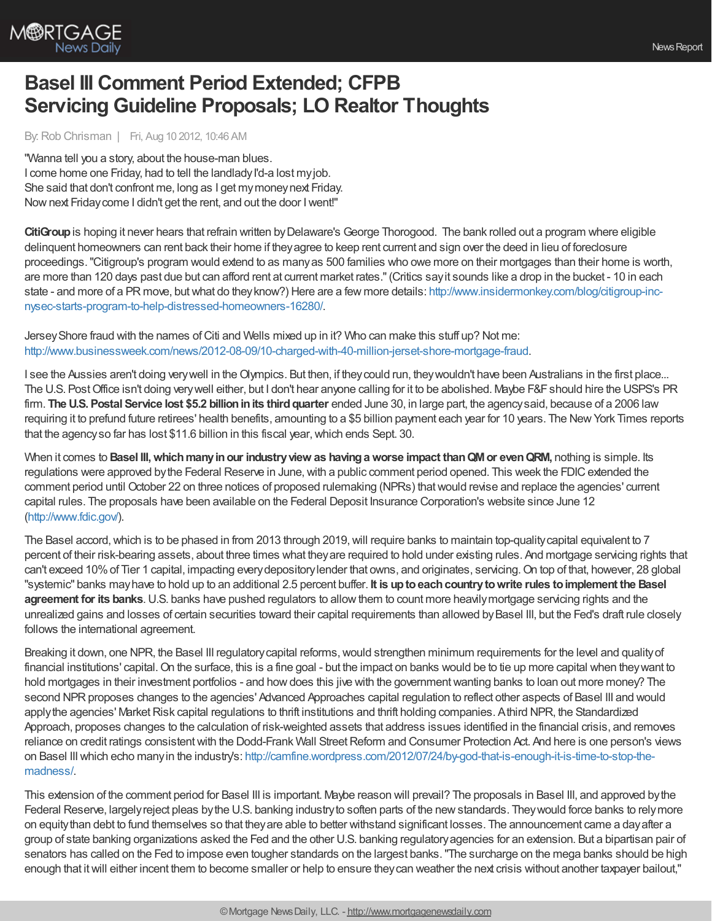# Basel III Comment Period Extended; CFPB Servicing Guideline Proposals; LO Realtor Thoughts

By: Rob Chrisman | Fri, Aug 10 2012, 10:46 AM

"Wanna tell you a story, about the house-man blues.
I come home one Friday, had to tell the landlady I'd-a lost my job.
She said that don't confront me, long as I get my money next Friday.
Now next Friday come I didn't get the rent, and out the door I went!"

**CitiGroup** is hoping it never hears that refrain written by Delaware's George Thorogood. The bank rolled out a program where eligible delinquent homeowners can rent back their home if they agree to keep rent current and sign over the deed in lieu of foreclosure proceedings. "Citigroup's program would extend to as many as 500 families who owe more on their mortgages than their home is worth, are more than 120 days past due but can afford rent at current market rates." (Critics say it sounds like a drop in the bucket - 10 in each state - and more of a PR move, but what do they know?) Here are a few more details: http://www.insidermonkey.com/blog/citigroup-inc-nysec-starts-program-to-help-distressed-homeowners-16280/.

Jersey Shore fraud with the names of Citi and Wells mixed up in it? Who can make this stuff up? Not me: http://www.businessweek.com/news/2012-08-09/10-charged-with-40-million-jerset-shore-mortgage-fraud.

I see the Aussies aren't doing very well in the Olympics. But then, if they could run, they wouldn't have been Australians in the first place... The U.S. Post Office isn't doing very well either, but I don't hear anyone calling for it to be abolished. Maybe F&F should hire the USPS's PR firm. **The U.S. Postal Service lost $5.2 billion in its third quarter** ended June 30, in large part, the agency said, because of a 2006 law requiring it to prefund future retirees' health benefits, amounting to a $5 billion payment each year for 10 years. The New York Times reports that the agency so far has lost $11.6 billion in this fiscal year, which ends Sept. 30.

When it comes to **Basel III, which many in our industry view as having a worse impact than QM or even QRM,** nothing is simple. Its regulations were approved by the Federal Reserve in June, with a public comment period opened. This week the FDIC extended the comment period until October 22 on three notices of proposed rulemaking (NPRs) that would revise and replace the agencies' current capital rules. The proposals have been available on the Federal Deposit Insurance Corporation's website since June 12 (http://www.fdic.gov/).

The Basel accord, which is to be phased in from 2013 through 2019, will require banks to maintain top-quality capital equivalent to 7 percent of their risk-bearing assets, about three times what they are required to hold under existing rules. And mortgage servicing rights that can't exceed 10% of Tier 1 capital, impacting every depository lender that owns, and originates, servicing. On top of that, however, 28 global "systemic" banks may have to hold up to an additional 2.5 percent buffer. **It is up to each country to write rules to implement the Basel agreement for its banks**. U.S. banks have pushed regulators to allow them to count more heavily mortgage servicing rights and the unrealized gains and losses of certain securities toward their capital requirements than allowed by Basel III, but the Fed's draft rule closely follows the international agreement.

Breaking it down, one NPR, the Basel III regulatory capital reforms, would strengthen minimum requirements for the level and quality of financial institutions' capital. On the surface, this is a fine goal - but the impact on banks would be to tie up more capital when they want to hold mortgages in their investment portfolios - and how does this jive with the government wanting banks to loan out more money? The second NPR proposes changes to the agencies' Advanced Approaches capital regulation to reflect other aspects of Basel III and would apply the agencies' Market Risk capital regulations to thrift institutions and thrift holding companies. A third NPR, the Standardized Approach, proposes changes to the calculation of risk-weighted assets that address issues identified in the financial crisis, and removes reliance on credit ratings consistent with the Dodd-Frank Wall Street Reform and Consumer Protection Act. And here is one person's views on Basel III which echo many in the industry's: http://camfine.wordpress.com/2012/07/24/by-god-that-is-enough-it-is-time-to-stop-the-madness/.

This extension of the comment period for Basel III is important. Maybe reason will prevail? The proposals in Basel III, and approved by the Federal Reserve, largely reject pleas by the U.S. banking industry to soften parts of the new standards. They would force banks to rely more on equity than debt to fund themselves so that they are able to better withstand significant losses. The announcement came a day after a group of state banking organizations asked the Fed and the other U.S. banking regulatory agencies for an extension. But a bipartisan pair of senators has called on the Fed to impose even tougher standards on the largest banks. "The surcharge on the mega banks should be high enough that it will either incent them to become smaller or help to ensure they can weather the next crisis without another taxpayer bailout,"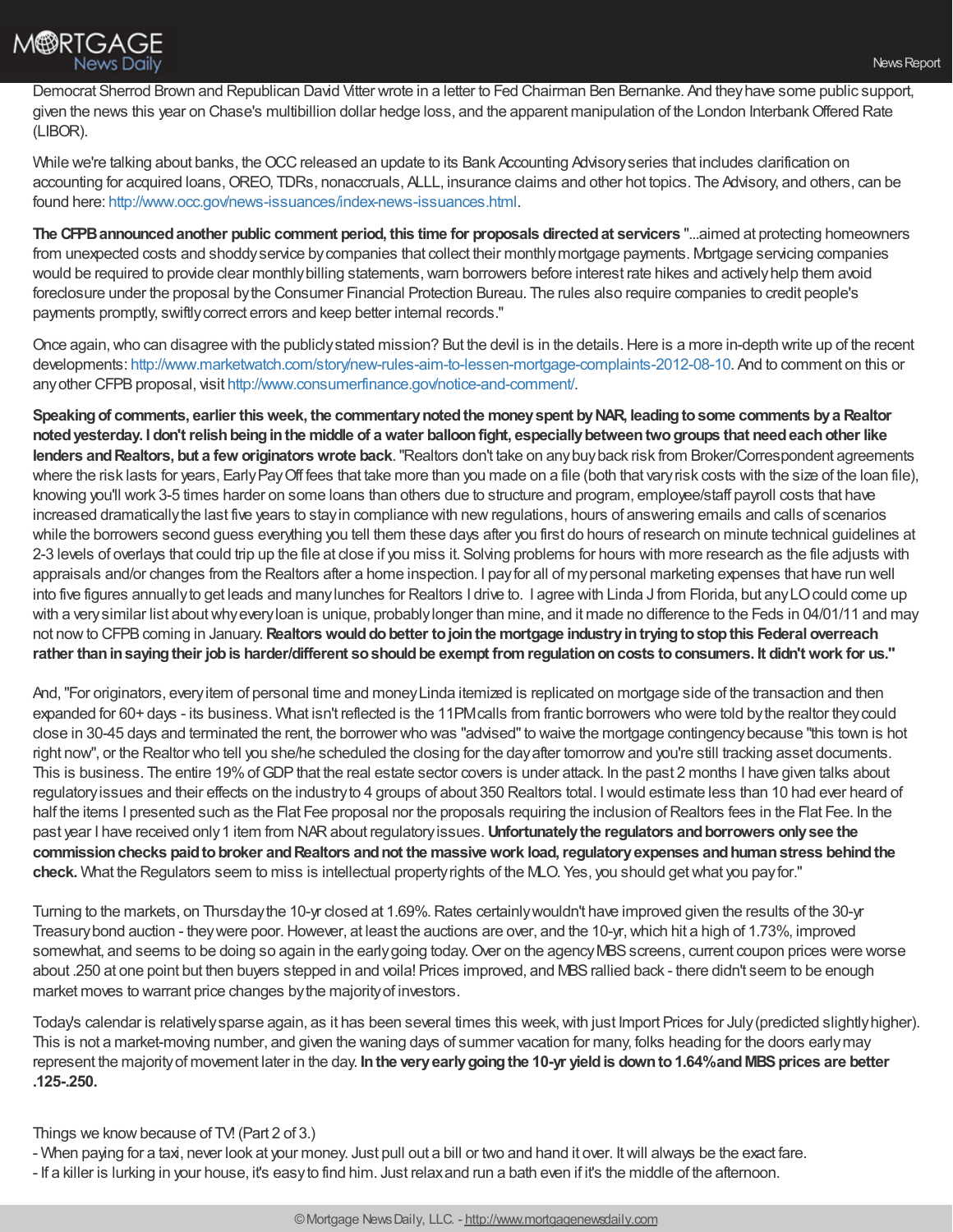Democrat Sherrod Brown and Republican David Vitter wrote in a letter to Fed Chairman Ben Bernanke. And they have some public support, given the news this year on Chase's multibillion dollar hedge loss, and the apparent manipulation of the London Interbank Offered Rate (LIBOR).

While we're talking about banks, the OCC released an update to its Bank Accounting Advisory series that includes clarification on accounting for acquired loans, OREO, TDRs, nonaccruals, ALLL, insurance claims and other hot topics. The Advisory, and others, can be found here: http://www.occ.gov/news-issuances/index-news-issuances.html.

**The CFPB announced another public comment period, this time for proposals directed at servicers** "...aimed at protecting homeowners from unexpected costs and shoddy service by companies that collect their monthly mortgage payments. Mortgage servicing companies would be required to provide clear monthly billing statements, warn borrowers before interest rate hikes and actively help them avoid foreclosure under the proposal by the Consumer Financial Protection Bureau. The rules also require companies to credit people's payments promptly, swiftly correct errors and keep better internal records."

Once again, who can disagree with the publicly stated mission? But the devil is in the details. Here is a more in-depth write up of the recent developments: http://www.marketwatch.com/story/new-rules-aim-to-lessen-mortgage-complaints-2012-08-10. And to comment on this or any other CFPB proposal, visit http://www.consumerfinance.gov/notice-and-comment/.

**Speaking of comments, earlier this week, the commentary noted the money spent by NAR, leading to some comments by a Realtor noted yesterday. I don't relish being in the middle of a water balloon fight, especially between two groups that need each other like lenders and Realtors, but a few originators wrote back**. "Realtors don't take on any buy back risk from Broker/Correspondent agreements where the risk lasts for years, Early Pay Off fees that take more than you made on a file (both that vary risk costs with the size of the loan file), knowing you'll work 3-5 times harder on some loans than others due to structure and program, employee/staff payroll costs that have increased dramatically the last five years to stay in compliance with new regulations, hours of answering emails and calls of scenarios while the borrowers second guess everything you tell them these days after you first do hours of research on minute technical guidelines at 2-3 levels of overlays that could trip up the file at close if you miss it. Solving problems for hours with more research as the file adjusts with appraisals and/or changes from the Realtors after a home inspection. I pay for all of my personal marketing expenses that have run well into five figures annually to get leads and many lunches for Realtors I drive to. I agree with Linda J from Florida, but any LO could come up with a very similar list about why every loan is unique, probably longer than mine, and it made no difference to the Feds in 04/01/11 and may not now to CFPB coming in January. **Realtors would do better to join the mortgage industry in trying to stop this Federal overreach rather than in saying their job is harder/different so should be exempt from regulation on costs to consumers. It didn't work for us."**

And, "For originators, every item of personal time and money Linda itemized is replicated on mortgage side of the transaction and then expanded for 60+ days - its business. What isn't reflected is the 11PM calls from frantic borrowers who were told by the realtor they could close in 30-45 days and terminated the rent, the borrower who was "advised" to waive the mortgage contingency because "this town is hot right now", or the Realtor who tell you she/he scheduled the closing for the day after tomorrow and you're still tracking asset documents. This is business. The entire 19% of GDP that the real estate sector covers is under attack. In the past 2 months I have given talks about regulatory issues and their effects on the industry to 4 groups of about 350 Realtors total. I would estimate less than 10 had ever heard of half the items I presented such as the Flat Fee proposal nor the proposals requiring the inclusion of Realtors fees in the Flat Fee. In the past year I have received only 1 item from NAR about regulatory issues. **Unfortunately the regulators and borrowers only see the commission checks paid to broker and Realtors and not the massive work load, regulatory expenses and human stress behind the check.** What the Regulators seem to miss is intellectual property rights of the MLO. Yes, you should get what you pay for."

Turning to the markets, on Thursday the 10-yr closed at 1.69%. Rates certainly wouldn't have improved given the results of the 30-yr Treasury bond auction - they were poor. However, at least the auctions are over, and the 10-yr, which hit a high of 1.73%, improved somewhat, and seems to be doing so again in the early going today. Over on the agency MBS screens, current coupon prices were worse about .250 at one point but then buyers stepped in and voila! Prices improved, and MBS rallied back - there didn't seem to be enough market moves to warrant price changes by the majority of investors.

Today's calendar is relatively sparse again, as it has been several times this week, with just Import Prices for July (predicted slightly higher). This is not a market-moving number, and given the waning days of summer vacation for many, folks heading for the doors early may represent the majority of movement later in the day. **In the very early going the 10-yr yield is down to 1.64% and MBS prices are better .125-.250.**

Things we know because of TV! (Part 2 of 3.)
- When paying for a taxi, never look at your money. Just pull out a bill or two and hand it over. It will always be the exact fare.
- If a killer is lurking in your house, it's easy to find him. Just relax and run a bath even if it's the middle of the afternoon.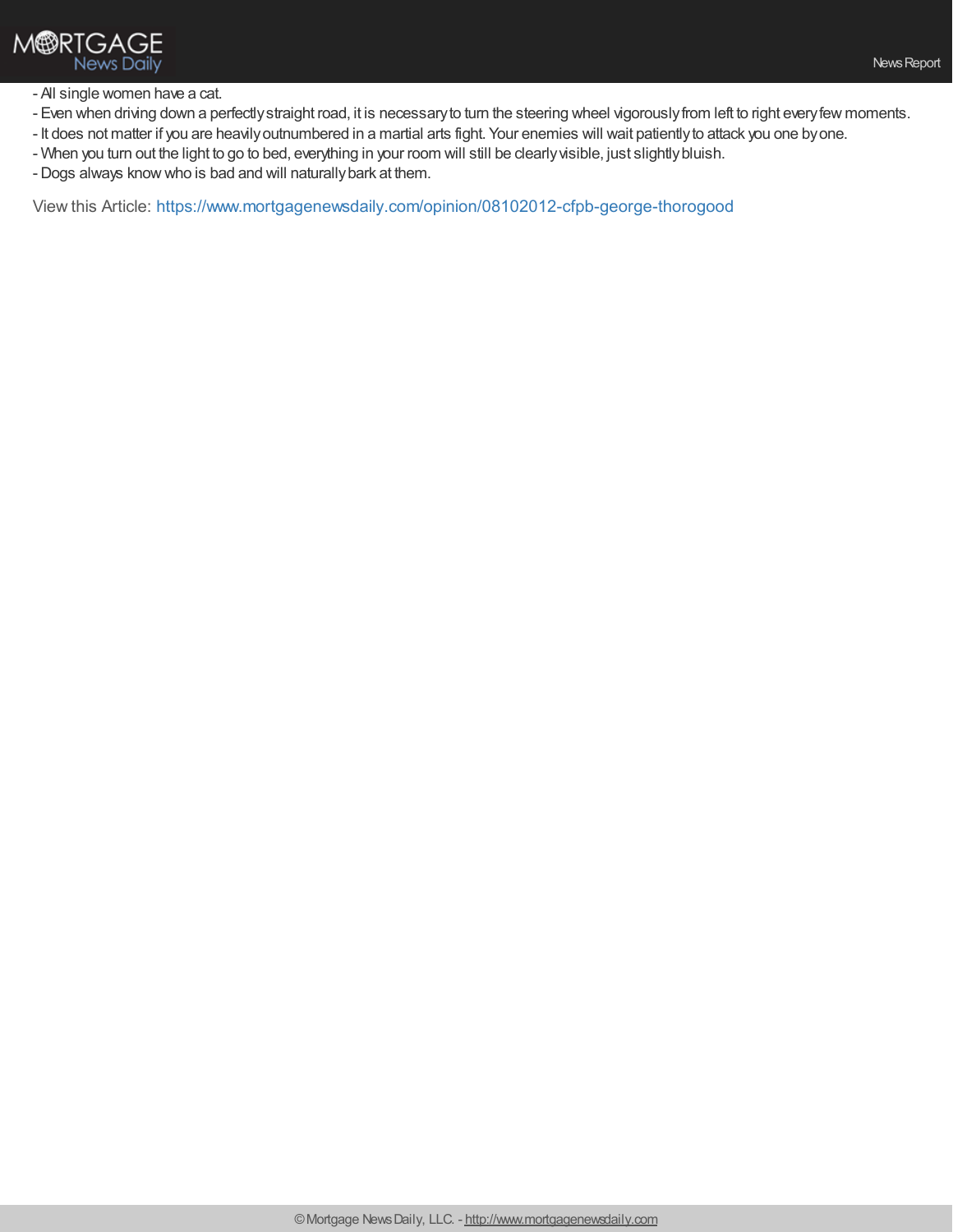- All single women have a cat.
- Even when driving down a perfectly straight road, it is necessary to turn the steering wheel vigorously from left to right every few moments.
- It does not matter if you are heavily outnumbered in a martial arts fight. Your enemies will wait patiently to attack you one by one.
- When you turn out the light to go to bed, everything in your room will still be clearly visible, just slightly bluish.
- Dogs always know who is bad and will naturally bark at them.

View this Article: https://www.mortgagenewsdaily.com/opinion/08102012-cfpb-george-thorogood